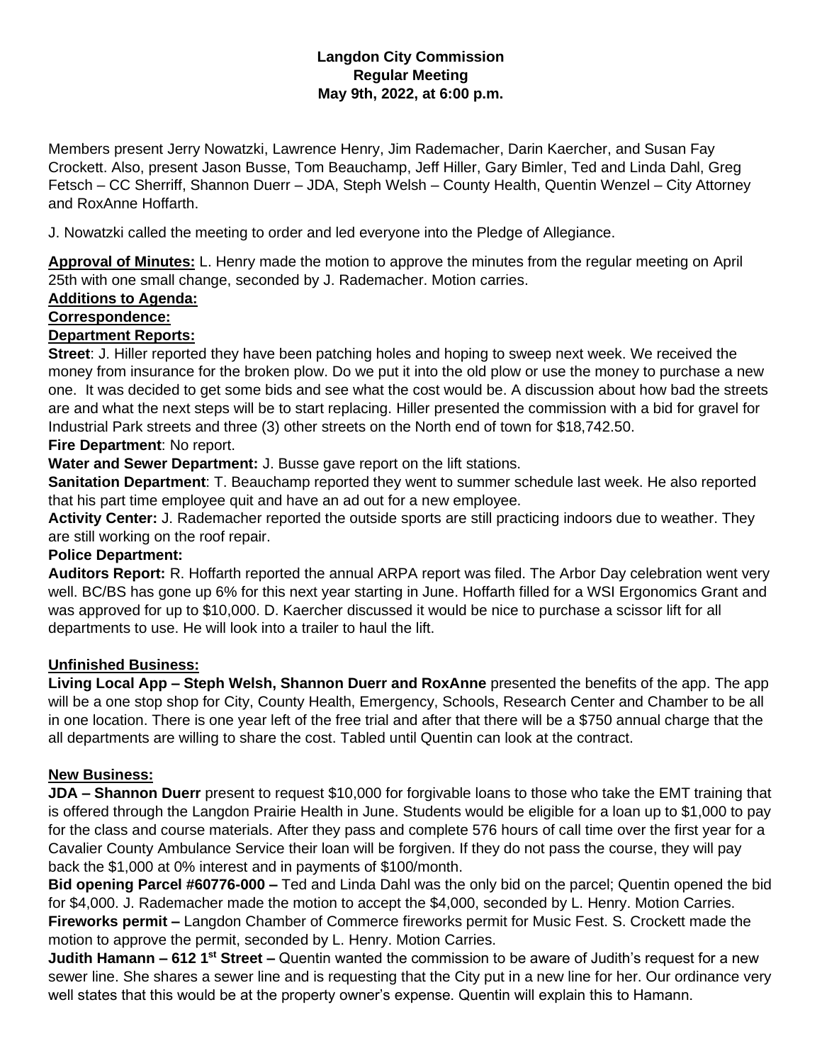**Langdon City Commission**
**Regular Meeting**
**May 9th, 2022, at 6:00 p.m.**

Members present Jerry Nowatzki, Lawrence Henry, Jim Rademacher, Darin Kaercher, and Susan Fay Crockett. Also, present Jason Busse, Tom Beauchamp, Jeff Hiller, Gary Bimler, Ted and Linda Dahl, Greg Fetsch – CC Sherriff, Shannon Duerr – JDA, Steph Welsh – County Health, Quentin Wenzel – City Attorney and RoxAnne Hoffarth.

J. Nowatzki called the meeting to order and led everyone into the Pledge of Allegiance.

**Approval of Minutes:** L. Henry made the motion to approve the minutes from the regular meeting on April 25th with one small change, seconded by J. Rademacher. Motion carries.

**Additions to Agenda:**

**Correspondence:**

**Department Reports:**

**Street**: J. Hiller reported they have been patching holes and hoping to sweep next week. We received the money from insurance for the broken plow. Do we put it into the old plow or use the money to purchase a new one. It was decided to get some bids and see what the cost would be. A discussion about how bad the streets are and what the next steps will be to start replacing. Hiller presented the commission with a bid for gravel for Industrial Park streets and three (3) other streets on the North end of town for $18,742.50.

**Fire Department**: No report.

**Water and Sewer Department:** J. Busse gave report on the lift stations.

**Sanitation Department**: T. Beauchamp reported they went to summer schedule last week. He also reported that his part time employee quit and have an ad out for a new employee.

**Activity Center:** J. Rademacher reported the outside sports are still practicing indoors due to weather. They are still working on the roof repair.

**Police Department:**

**Auditors Report:** R. Hoffarth reported the annual ARPA report was filed. The Arbor Day celebration went very well. BC/BS has gone up 6% for this next year starting in June. Hoffarth filled for a WSI Ergonomics Grant and was approved for up to $10,000. D. Kaercher discussed it would be nice to purchase a scissor lift for all departments to use. He will look into a trailer to haul the lift.

**Unfinished Business:**

**Living Local App – Steph Welsh, Shannon Duerr and RoxAnne** presented the benefits of the app. The app will be a one stop shop for City, County Health, Emergency, Schools, Research Center and Chamber to be all in one location. There is one year left of the free trial and after that there will be a $750 annual charge that the all departments are willing to share the cost. Tabled until Quentin can look at the contract.

**New Business:**

**JDA – Shannon Duerr** present to request $10,000 for forgivable loans to those who take the EMT training that is offered through the Langdon Prairie Health in June. Students would be eligible for a loan up to $1,000 to pay for the class and course materials. After they pass and complete 576 hours of call time over the first year for a Cavalier County Ambulance Service their loan will be forgiven. If they do not pass the course, they will pay back the $1,000 at 0% interest and in payments of $100/month.

**Bid opening Parcel #60776-000 –** Ted and Linda Dahl was the only bid on the parcel; Quentin opened the bid for $4,000. J. Rademacher made the motion to accept the $4,000, seconded by L. Henry. Motion Carries.

**Fireworks permit –** Langdon Chamber of Commerce fireworks permit for Music Fest. S. Crockett made the motion to approve the permit, seconded by L. Henry. Motion Carries.

**Judith Hamann – 612 1st Street –** Quentin wanted the commission to be aware of Judith's request for a new sewer line. She shares a sewer line and is requesting that the City put in a new line for her. Our ordinance very well states that this would be at the property owner's expense. Quentin will explain this to Hamann.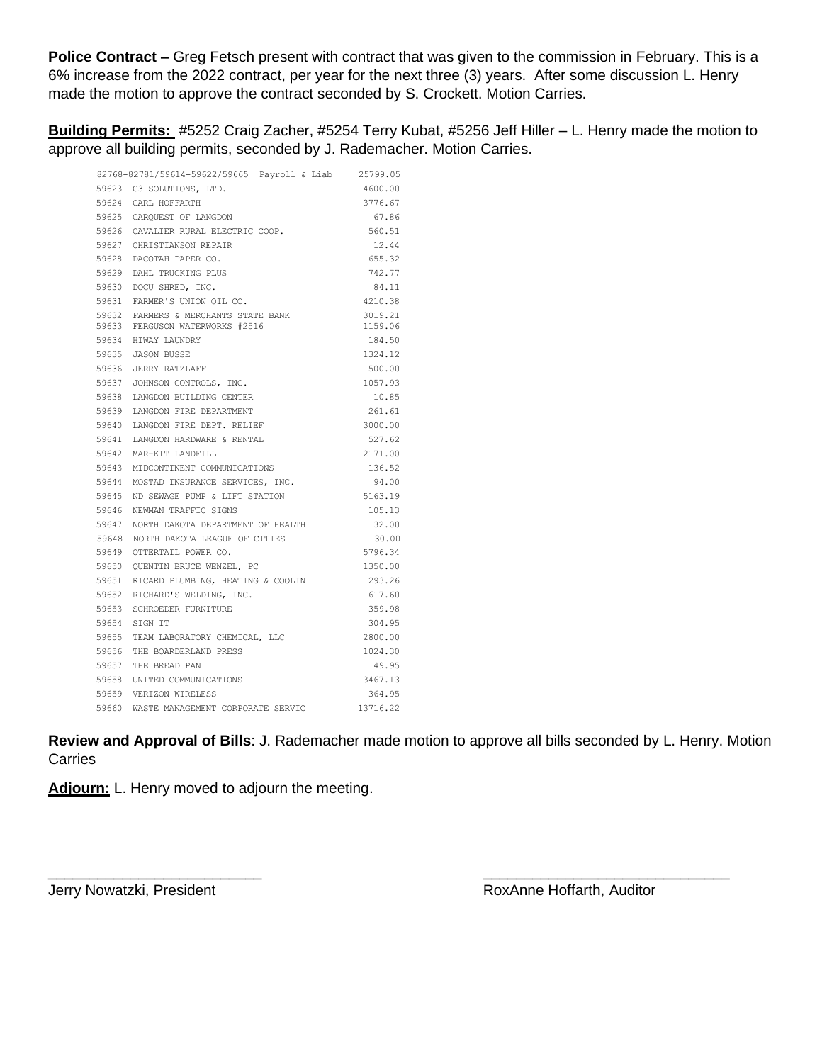**Police Contract –** Greg Fetsch present with contract that was given to the commission in February. This is a 6% increase from the 2022 contract, per year for the next three (3) years. After some discussion L. Henry made the motion to approve the contract seconded by S. Crockett. Motion Carries.

**Building Permits:** #5252 Craig Zacher, #5254 Terry Kubat, #5256 Jeff Hiller – L. Henry made the motion to approve all building permits, seconded by J. Rademacher. Motion Carries.

| | | |
|---|---|---|
| 82768-82781/59614-59622/59665 | Payroll & Liab | 25799.05 |
| 59623 | C3 SOLUTIONS, LTD. | 4600.00 |
| 59624 | CARL HOFFARTH | 3776.67 |
| 59625 | CARQUEST OF LANGDON | 67.86 |
| 59626 | CAVALIER RURAL ELECTRIC COOP. | 560.51 |
| 59627 | CHRISTIANSON REPAIR | 12.44 |
| 59628 | DACOTAH PAPER CO. | 655.32 |
| 59629 | DAHL TRUCKING PLUS | 742.77 |
| 59630 | DOCU SHRED, INC. | 84.11 |
| 59631 | FARMER'S UNION OIL CO. | 4210.38 |
| 59632 | FARMERS & MERCHANTS STATE BANK | 3019.21 |
| 59633 | FERGUSON WATERWORKS #2516 | 1159.06 |
| 59634 | HIWAY LAUNDRY | 184.50 |
| 59635 | JASON BUSSE | 1324.12 |
| 59636 | JERRY RATZLAFF | 500.00 |
| 59637 | JOHNSON CONTROLS, INC. | 1057.93 |
| 59638 | LANGDON BUILDING CENTER | 10.85 |
| 59639 | LANGDON FIRE DEPARTMENT | 261.61 |
| 59640 | LANGDON FIRE DEPT. RELIEF | 3000.00 |
| 59641 | LANGDON HARDWARE & RENTAL | 527.62 |
| 59642 | MAR-KIT LANDFILL | 2171.00 |
| 59643 | MIDCONTINENT COMMUNICATIONS | 136.52 |
| 59644 | MOSTAD INSURANCE SERVICES, INC. | 94.00 |
| 59645 | ND SEWAGE PUMP & LIFT STATION | 5163.19 |
| 59646 | NEWMAN TRAFFIC SIGNS | 105.13 |
| 59647 | NORTH DAKOTA DEPARTMENT OF HEALTH | 32.00 |
| 59648 | NORTH DAKOTA LEAGUE OF CITIES | 30.00 |
| 59649 | OTTERTAIL POWER CO. | 5796.34 |
| 59650 | QUENTIN BRUCE WENZEL, PC | 1350.00 |
| 59651 | RICARD PLUMBING, HEATING & COOLIN | 293.26 |
| 59652 | RICHARD'S WELDING, INC. | 617.60 |
| 59653 | SCHROEDER FURNITURE | 359.98 |
| 59654 | SIGN IT | 304.95 |
| 59655 | TEAM LABORATORY CHEMICAL, LLC | 2800.00 |
| 59656 | THE BOARDERLAND PRESS | 1024.30 |
| 59657 | THE BREAD PAN | 49.95 |
| 59658 | UNITED COMMUNICATIONS | 3467.13 |
| 59659 | VERIZON WIRELESS | 364.95 |
| 59660 | WASTE MANAGEMENT CORPORATE SERVIC | 13716.22 |

**Review and Approval of Bills**: J. Rademacher made motion to approve all bills seconded by L. Henry. Motion Carries

**Adjourn:** L. Henry moved to adjourn the meeting.

\_\_\_\_\_\_\_\_\_\_\_\_\_\_\_\_\_\_\_\_\_\_\_\_\_\_ \_\_\_\_\_\_\_\_\_\_\_\_\_\_\_\_\_\_\_\_\_\_\_\_\_\_\_\_\_\_

Jerry Nowatzki, President RoxAnne Hoffarth, Auditor